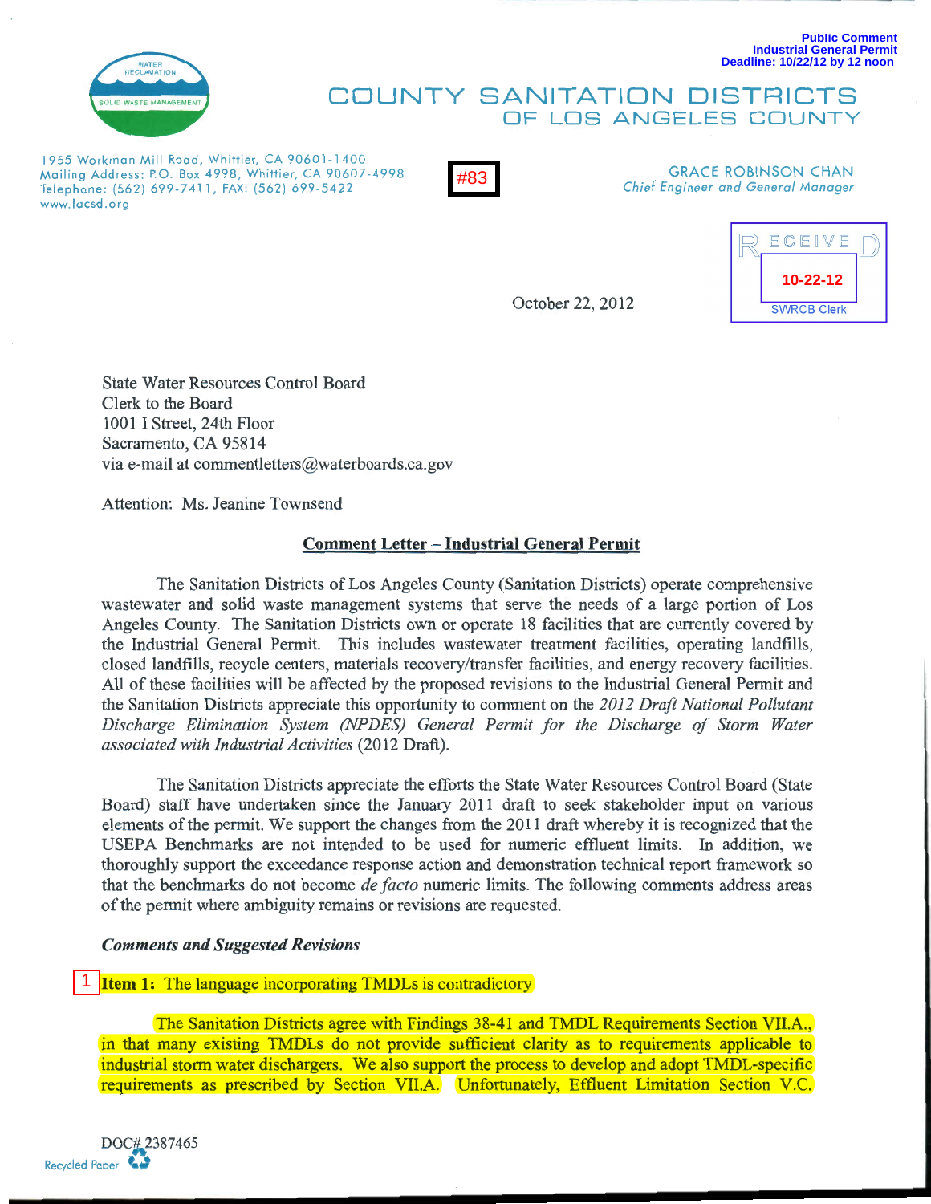Public Comment
Industrial General Permit
Deadline: 10/22/12 by 12 noon

WATER RECLAMATION
SOLID WASTE MANAGEMENT

# COUNTY SANITATION DISTRICTS
## OF LOS ANGELES COUNTY

1955 Workman Mill Road, Whittier, CA 90601-1400
Mailing Address: P.O. Box 4998, Whittier, CA 90607-4998
Telephone: (562) 699-7411, FAX: (562) 699-5422
www.lacsd.org

#83

GRACE ROBINSON CHAN
*Chief Engineer and General Manager*

RECEIVED
10-22-12
SWRCB Clerk

October 22, 2012

State Water Resources Control Board
Clerk to the Board
1001 I Street, 24th Floor
Sacramento, CA 95814
via e-mail at commentletters@waterboards.ca.gov

Attention: Ms. Jeanine Townsend

**Comment Letter – Industrial General Permit**

The Sanitation Districts of Los Angeles County (Sanitation Districts) operate comprehensive wastewater and solid waste management systems that serve the needs of a large portion of Los Angeles County. The Sanitation Districts own or operate 18 facilities that are currently covered by the Industrial General Permit. This includes wastewater treatment facilities, operating landfills, closed landfills, recycle centers, materials recovery/transfer facilities, and energy recovery facilities. All of these facilities will be affected by the proposed revisions to the Industrial General Permit and the Sanitation Districts appreciate this opportunity to comment on the *2012 Draft National Pollutant Discharge Elimination System (NPDES) General Permit for the Discharge of Storm Water associated with Industrial Activities* (2012 Draft).

The Sanitation Districts appreciate the efforts the State Water Resources Control Board (State Board) staff have undertaken since the January 2011 draft to seek stakeholder input on various elements of the permit. We support the changes from the 2011 draft whereby it is recognized that the USEPA Benchmarks are not intended to be used for numeric effluent limits. In addition, we thoroughly support the exceedance response action and demonstration technical report framework so that the benchmarks do not become *de facto* numeric limits. The following comments address areas of the permit where ambiguity remains or revisions are requested.

***Comments and Suggested Revisions***

1 **Item 1:** The language incorporating TMDLs is contradictory

The Sanitation Districts agree with Findings 38-41 and TMDL Requirements Section VII.A., in that many existing TMDLs do not provide sufficient clarity as to requirements applicable to industrial storm water dischargers. We also support the process to develop and adopt TMDL-specific requirements as prescribed by Section VII.A. Unfortunately, Effluent Limitation Section V.C.

DOC# 2387465

Recycled Paper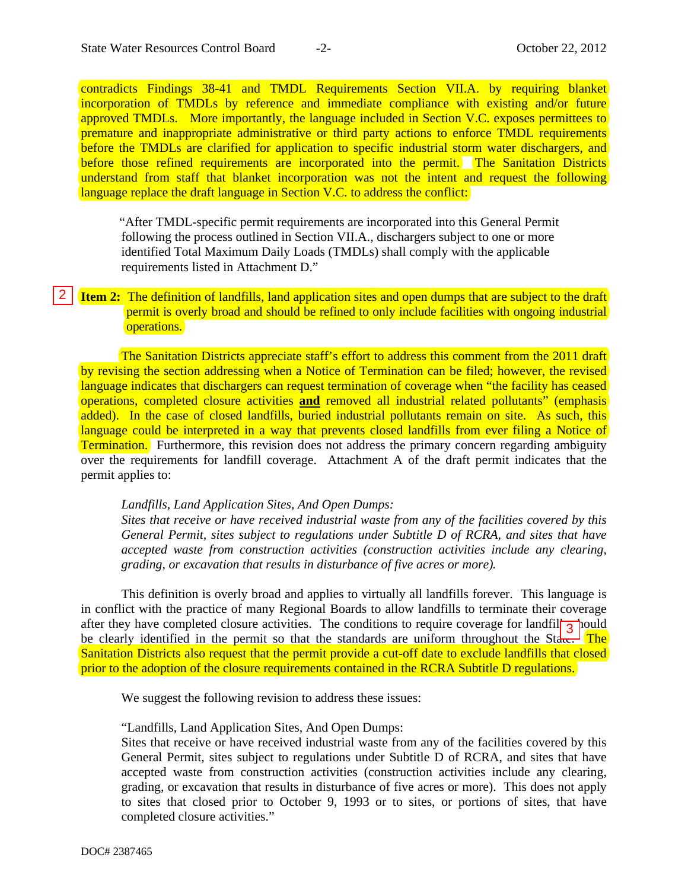contradicts Findings 38-41 and TMDL Requirements Section VII.A. by requiring blanket incorporation of TMDLs by reference and immediate compliance with existing and/or future approved TMDLs. More importantly, the language included in Section V.C. exposes permittees to premature and inappropriate administrative or third party actions to enforce TMDL requirements before the TMDLs are clarified for application to specific industrial storm water dischargers, and before those refined requirements are incorporated into the permit. The Sanitation Districts understand from staff that blanket incorporation was not the intent and request the following language replace the draft language in Section V.C. to address the conflict:

> "After TMDL-specific permit requirements are incorporated into this General Permit following the process outlined in Section VII.A., dischargers subject to one or more identified Total Maximum Daily Loads (TMDLs) shall comply with the applicable requirements listed in Attachment D."

2 **Item 2:** The definition of landfills, land application sites and open dumps that are subject to the draft permit is overly broad and should be refined to only include facilities with ongoing industrial operations.

The Sanitation Districts appreciate staff's effort to address this comment from the 2011 draft by revising the section addressing when a Notice of Termination can be filed; however, the revised language indicates that dischargers can request termination of coverage when "the facility has ceased operations, completed closure activities **and** removed all industrial related pollutants" (emphasis added). In the case of closed landfills, buried industrial pollutants remain on site. As such, this language could be interpreted in a way that prevents closed landfills from ever filing a Notice of Termination. Furthermore, this revision does not address the primary concern regarding ambiguity over the requirements for landfill coverage. Attachment A of the draft permit indicates that the permit applies to:

> *Landfills, Land Application Sites, And Open Dumps:*
> *Sites that receive or have received industrial waste from any of the facilities covered by this General Permit, sites subject to regulations under Subtitle D of RCRA, and sites that have accepted waste from construction activities (construction activities include any clearing, grading, or excavation that results in disturbance of five acres or more).*

This definition is overly broad and applies to virtually all landfills forever. This language is in conflict with the practice of many Regional Boards to allow landfills to terminate their coverage after they have completed closure activities. The conditions to require coverage for landfills should be clearly identified in the permit so that the standards are uniform throughout the State. 3 The Sanitation Districts also request that the permit provide a cut-off date to exclude landfills that closed prior to the adoption of the closure requirements contained in the RCRA Subtitle D regulations.

We suggest the following revision to address these issues:

> "Landfills, Land Application Sites, And Open Dumps:
> Sites that receive or have received industrial waste from any of the facilities covered by this General Permit, sites subject to regulations under Subtitle D of RCRA, and sites that have accepted waste from construction activities (construction activities include any clearing, grading, or excavation that results in disturbance of five acres or more). This does not apply to sites that closed prior to October 9, 1993 or to sites, or portions of sites, that have completed closure activities."

DOC# 2387465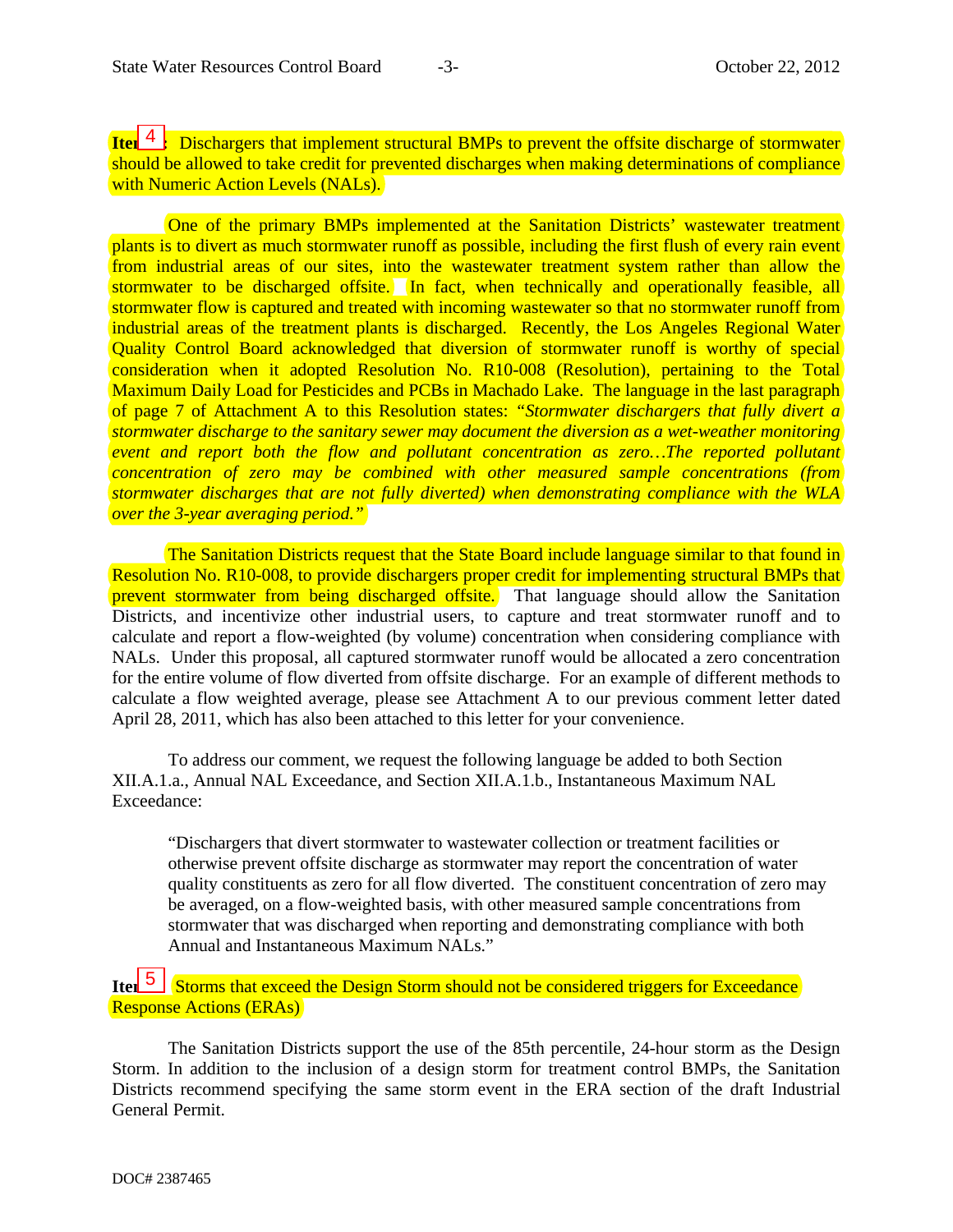**Item 4**: Dischargers that implement structural BMPs to prevent the offsite discharge of stormwater should be allowed to take credit for prevented discharges when making determinations of compliance with Numeric Action Levels (NALs).

One of the primary BMPs implemented at the Sanitation Districts' wastewater treatment plants is to divert as much stormwater runoff as possible, including the first flush of every rain event from industrial areas of our sites, into the wastewater treatment system rather than allow the stormwater to be discharged offsite. In fact, when technically and operationally feasible, all stormwater flow is captured and treated with incoming wastewater so that no stormwater runoff from industrial areas of the treatment plants is discharged. Recently, the Los Angeles Regional Water Quality Control Board acknowledged that diversion of stormwater runoff is worthy of special consideration when it adopted Resolution No. R10-008 (Resolution), pertaining to the Total Maximum Daily Load for Pesticides and PCBs in Machado Lake. The language in the last paragraph of page 7 of Attachment A to this Resolution states: *"Stormwater dischargers that fully divert a stormwater discharge to the sanitary sewer may document the diversion as a wet-weather monitoring event and report both the flow and pollutant concentration as zero…The reported pollutant concentration of zero may be combined with other measured sample concentrations (from stormwater discharges that are not fully diverted) when demonstrating compliance with the WLA over the 3-year averaging period."*

The Sanitation Districts request that the State Board include language similar to that found in Resolution No. R10-008, to provide dischargers proper credit for implementing structural BMPs that prevent stormwater from being discharged offsite. That language should allow the Sanitation Districts, and incentivize other industrial users, to capture and treat stormwater runoff and to calculate and report a flow-weighted (by volume) concentration when considering compliance with NALs. Under this proposal, all captured stormwater runoff would be allocated a zero concentration for the entire volume of flow diverted from offsite discharge. For an example of different methods to calculate a flow weighted average, please see Attachment A to our previous comment letter dated April 28, 2011, which has also been attached to this letter for your convenience.

To address our comment, we request the following language be added to both Section XII.A.1.a., Annual NAL Exceedance, and Section XII.A.1.b., Instantaneous Maximum NAL Exceedance:

> "Dischargers that divert stormwater to wastewater collection or treatment facilities or otherwise prevent offsite discharge as stormwater may report the concentration of water quality constituents as zero for all flow diverted. The constituent concentration of zero may be averaged, on a flow-weighted basis, with other measured sample concentrations from stormwater that was discharged when reporting and demonstrating compliance with both Annual and Instantaneous Maximum NALs."

**Item 5**: Storms that exceed the Design Storm should not be considered triggers for Exceedance Response Actions (ERAs)

The Sanitation Districts support the use of the 85th percentile, 24-hour storm as the Design Storm. In addition to the inclusion of a design storm for treatment control BMPs, the Sanitation Districts recommend specifying the same storm event in the ERA section of the draft Industrial General Permit.

DOC# 2387465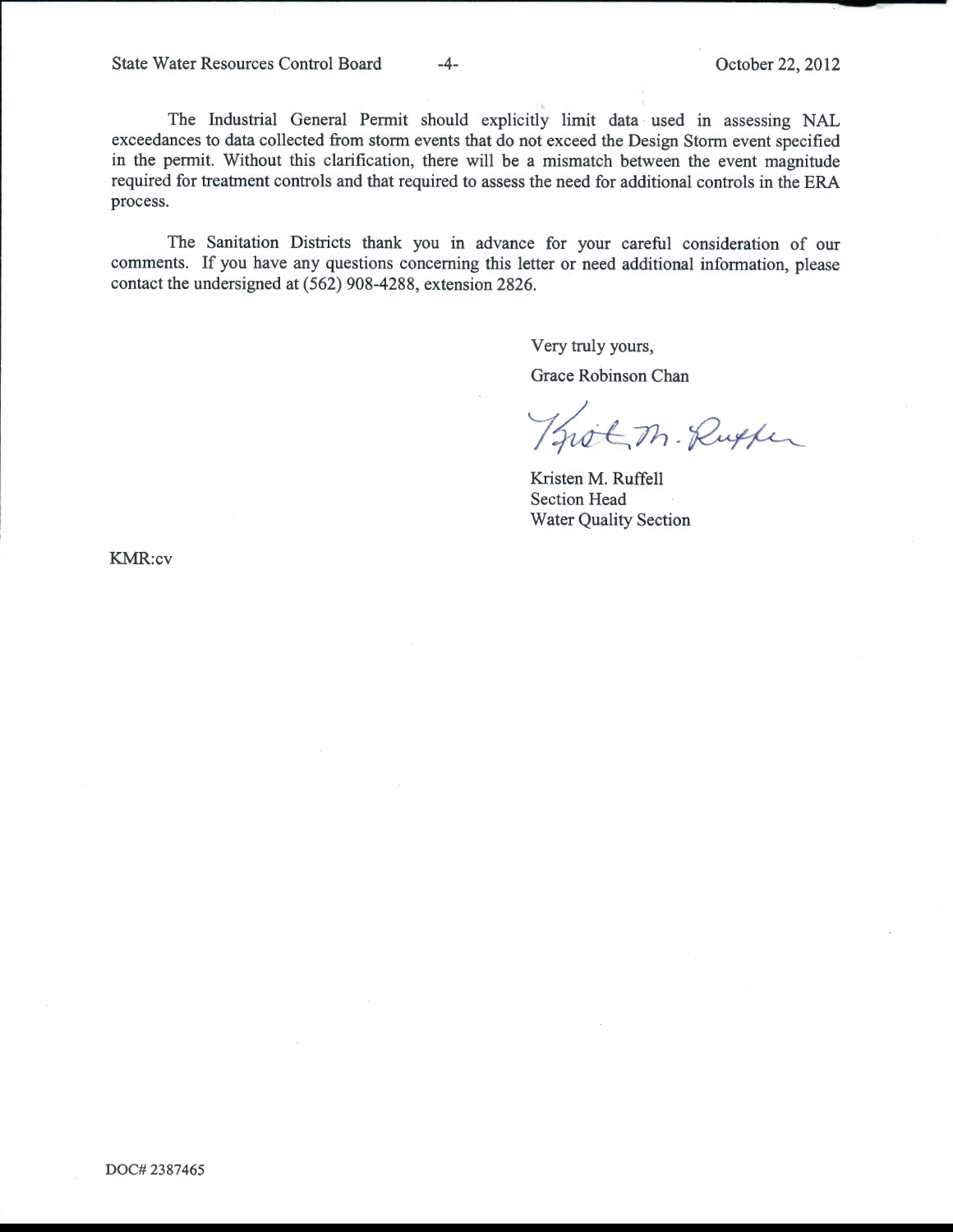The Industrial General Permit should explicitly limit data used in assessing NAL exceedances to data collected from storm events that do not exceed the Design Storm event specified in the permit. Without this clarification, there will be a mismatch between the event magnitude required for treatment controls and that required to assess the need for additional controls in the ERA process.

The Sanitation Districts thank you in advance for your careful consideration of our comments. If you have any questions concerning this letter or need additional information, please contact the undersigned at (562) 908-4288, extension 2826.

Very truly yours,

Grace Robinson Chan

Kristen M. Ruffell  
Section Head  
Water Quality Section

KMR:cv

DOC# 2387465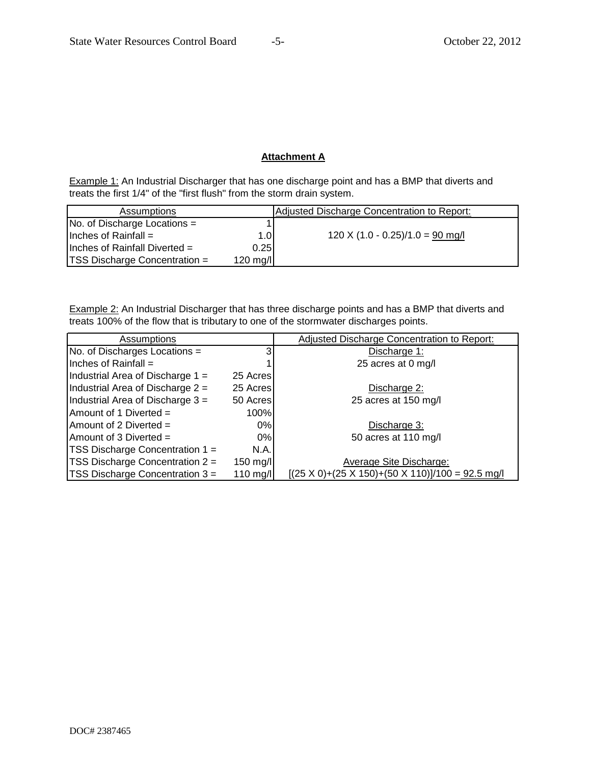**Attachment A**

Example 1: An Industrial Discharger that has one discharge point and has a BMP that diverts and treats the first 1/4" of the "first flush" from the storm drain system.

| Assumptions | | Adjusted Discharge Concentration to Report: |
|---|---|---|
| No. of Discharge Locations = | 1 | |
| Inches of Rainfall = | 1.0 | 120 X (1.0 - 0.25)/1.0 = 90 mg/l |
| Inches of Rainfall Diverted = | 0.25 | |
| TSS Discharge Concentration = | 120 mg/l | |

Example 2: An Industrial Discharger that has three discharge points and has a BMP that diverts and treats 100% of the flow that is tributary to one of the stormwater discharges points.

| Assumptions | | Adjusted Discharge Concentration to Report: |
|---|---|---|
| No. of Discharges Locations = | 3 | Discharge 1: |
| Inches of Rainfall = | 1 | 25 acres at 0 mg/l |
| Industrial Area of Discharge 1 = | 25 Acres | |
| Industrial Area of Discharge 2 = | 25 Acres | Discharge 2: |
| Industrial Area of Discharge 3 = | 50 Acres | 25 acres at 150 mg/l |
| Amount of 1 Diverted = | 100% | |
| Amount of 2 Diverted = | 0% | Discharge 3: |
| Amount of 3 Diverted = | 0% | 50 acres at 110 mg/l |
| TSS Discharge Concentration 1 = | N.A. | |
| TSS Discharge Concentration 2 = | 150 mg/l | Average Site Discharge: |
| TSS Discharge Concentration 3 = | 110 mg/l | [(25 X 0)+(25 X 150)+(50 X 110)]/100 = 92.5 mg/l |

DOC# 2387465